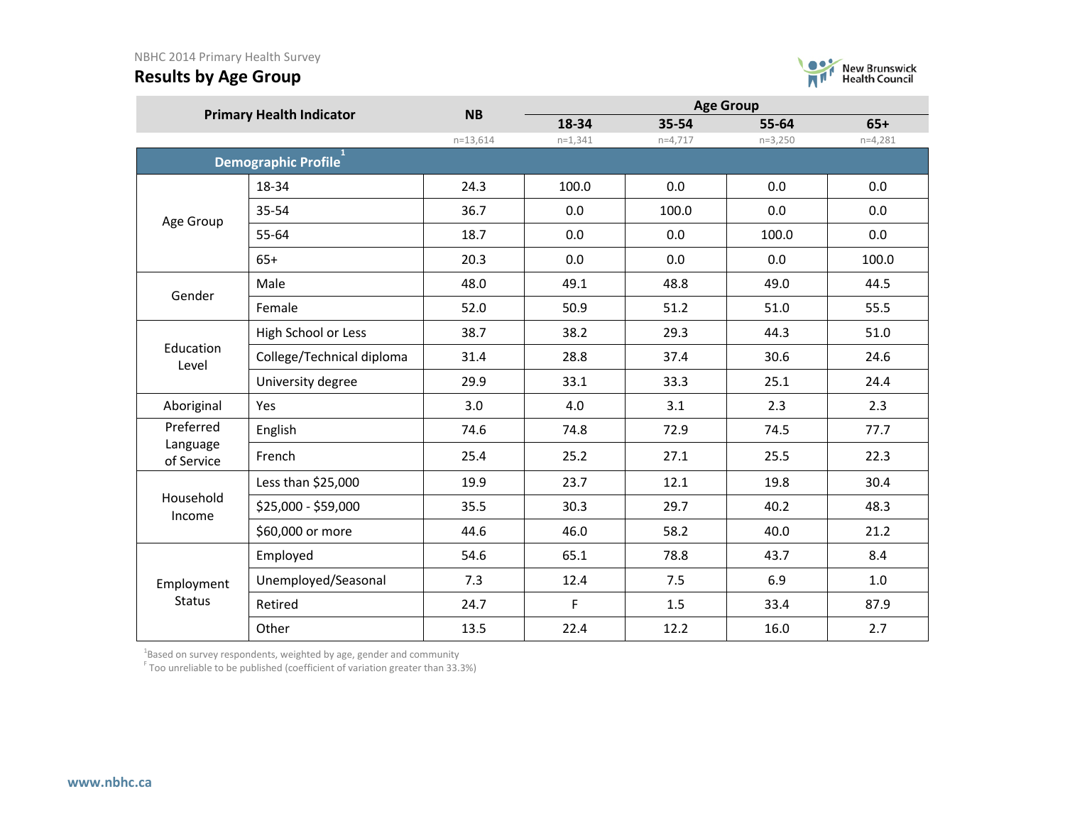NBHC 2014 Primary Health Survey

# Results by Age Group

| Primary Health Indicator | | NB | Age Group | | | |
|---|---|---|---|---|---|---|
| | | | 18-34 | 35-54 | 55-64 | 65+ |
| | | n=13,614 | n=1,341 | n=4,717 | n=3,250 | n=4,281 |
| **Demographic Profile**[1] | | | | | | |
| Age Group | 18-34 | 24.3 | 100.0 | 0.0 | 0.0 | 0.0 |
| | 35-54 | 36.7 | 0.0 | 100.0 | 0.0 | 0.0 |
| | 55-64 | 18.7 | 0.0 | 0.0 | 100.0 | 0.0 |
| | 65+ | 20.3 | 0.0 | 0.0 | 0.0 | 100.0 |
| Gender | Male | 48.0 | 49.1 | 48.8 | 49.0 | 44.5 |
| | Female | 52.0 | 50.9 | 51.2 | 51.0 | 55.5 |
| Education Level | High School or Less | 38.7 | 38.2 | 29.3 | 44.3 | 51.0 |
| | College/Technical diploma | 31.4 | 28.8 | 37.4 | 30.6 | 24.6 |
| | University degree | 29.9 | 33.1 | 33.3 | 25.1 | 24.4 |
| Aboriginal | Yes | 3.0 | 4.0 | 3.1 | 2.3 | 2.3 |
| Preferred Language of Service | English | 74.6 | 74.8 | 72.9 | 74.5 | 77.7 |
| | French | 25.4 | 25.2 | 27.1 | 25.5 | 22.3 |
| Household Income | Less than $25,000 | 19.9 | 23.7 | 12.1 | 19.8 | 30.4 |
| | $25,000 - $59,000 | 35.5 | 30.3 | 29.7 | 40.2 | 48.3 |
| | $60,000 or more | 44.6 | 46.0 | 58.2 | 40.0 | 21.2 |
| Employment Status | Employed | 54.6 | 65.1 | 78.8 | 43.7 | 8.4 |
| | Unemployed/Seasonal | 7.3 | 12.4 | 7.5 | 6.9 | 1.0 |
| | Retired | 24.7 | F | 1.5 | 33.4 | 87.9 |
| | Other | 13.5 | 22.4 | 12.2 | 16.0 | 2.7 |

[1] Based on survey respondents, weighted by age, gender and community

[F] Too unreliable to be published (coefficient of variation greater than 33.3%)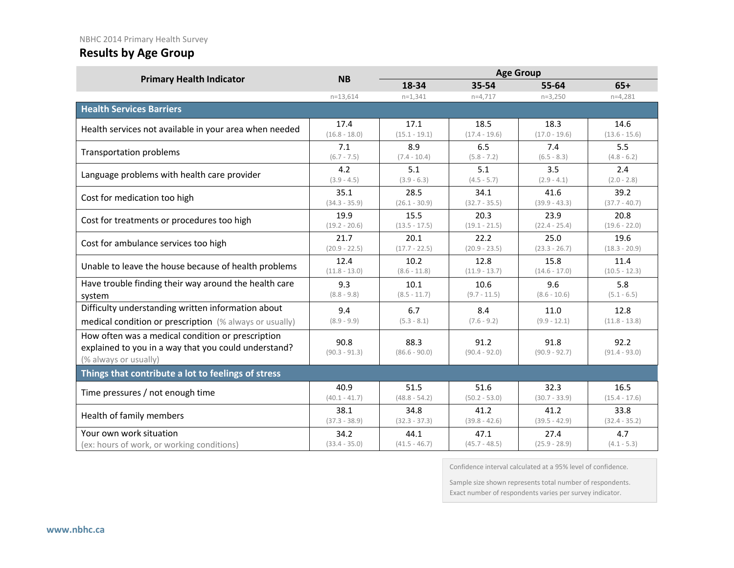NBHC 2014 Primary Health Survey

## Results by Age Group

| Primary Health Indicator | NB | Age Group | | | |
|---|---|---|---|---|---|
| | | 18-34 | 35-54 | 55-64 | 65+ |
| | n=13,614 | n=1,341 | n=4,717 | n=3,250 | n=4,281 |
| **Health Services Barriers** | | | | | |
| Health services not available in your area when needed | 17.4 (16.8 - 18.0) | 17.1 (15.1 - 19.1) | 18.5 (17.4 - 19.6) | 18.3 (17.0 - 19.6) | 14.6 (13.6 - 15.6) |
| Transportation problems | 7.1 (6.7 - 7.5) | 8.9 (7.4 - 10.4) | 6.5 (5.8 - 7.2) | 7.4 (6.5 - 8.3) | 5.5 (4.8 - 6.2) |
| Language problems with health care provider | 4.2 (3.9 - 4.5) | 5.1 (3.9 - 6.3) | 5.1 (4.5 - 5.7) | 3.5 (2.9 - 4.1) | 2.4 (2.0 - 2.8) |
| Cost for medication too high | 35.1 (34.3 - 35.9) | 28.5 (26.1 - 30.9) | 34.1 (32.7 - 35.5) | 41.6 (39.9 - 43.3) | 39.2 (37.7 - 40.7) |
| Cost for treatments or procedures too high | 19.9 (19.2 - 20.6) | 15.5 (13.5 - 17.5) | 20.3 (19.1 - 21.5) | 23.9 (22.4 - 25.4) | 20.8 (19.6 - 22.0) |
| Cost for ambulance services too high | 21.7 (20.9 - 22.5) | 20.1 (17.7 - 22.5) | 22.2 (20.9 - 23.5) | 25.0 (23.3 - 26.7) | 19.6 (18.3 - 20.9) |
| Unable to leave the house because of health problems | 12.4 (11.8 - 13.0) | 10.2 (8.6 - 11.8) | 12.8 (11.9 - 13.7) | 15.8 (14.6 - 17.0) | 11.4 (10.5 - 12.3) |
| Have trouble finding their way around the health care system | 9.3 (8.8 - 9.8) | 10.1 (8.5 - 11.7) | 10.6 (9.7 - 11.5) | 9.6 (8.6 - 10.6) | 5.8 (5.1 - 6.5) |
| Difficulty understanding written information about medical condition or prescription (% always or usually) | 9.4 (8.9 - 9.9) | 6.7 (5.3 - 8.1) | 8.4 (7.6 - 9.2) | 11.0 (9.9 - 12.1) | 12.8 (11.8 - 13.8) |
| How often was a medical condition or prescription explained to you in a way that you could understand? (% always or usually) | 90.8 (90.3 - 91.3) | 88.3 (86.6 - 90.0) | 91.2 (90.4 - 92.0) | 91.8 (90.9 - 92.7) | 92.2 (91.4 - 93.0) |
| **Things that contribute a lot to feelings of stress** | | | | | |
| Time pressures / not enough time | 40.9 (40.1 - 41.7) | 51.5 (48.8 - 54.2) | 51.6 (50.2 - 53.0) | 32.3 (30.7 - 33.9) | 16.5 (15.4 - 17.6) |
| Health of family members | 38.1 (37.3 - 38.9) | 34.8 (32.3 - 37.3) | 41.2 (39.8 - 42.6) | 41.2 (39.5 - 42.9) | 33.8 (32.4 - 35.2) |
| Your own work situation (ex: hours of work, or working conditions) | 34.2 (33.4 - 35.0) | 44.1 (41.5 - 46.7) | 47.1 (45.7 - 48.5) | 27.4 (25.9 - 28.9) | 4.7 (4.1 - 5.3) |

Confidence interval calculated at a 95% level of confidence.

Sample size shown represents total number of respondents. Exact number of respondents varies per survey indicator.

www.nbhc.ca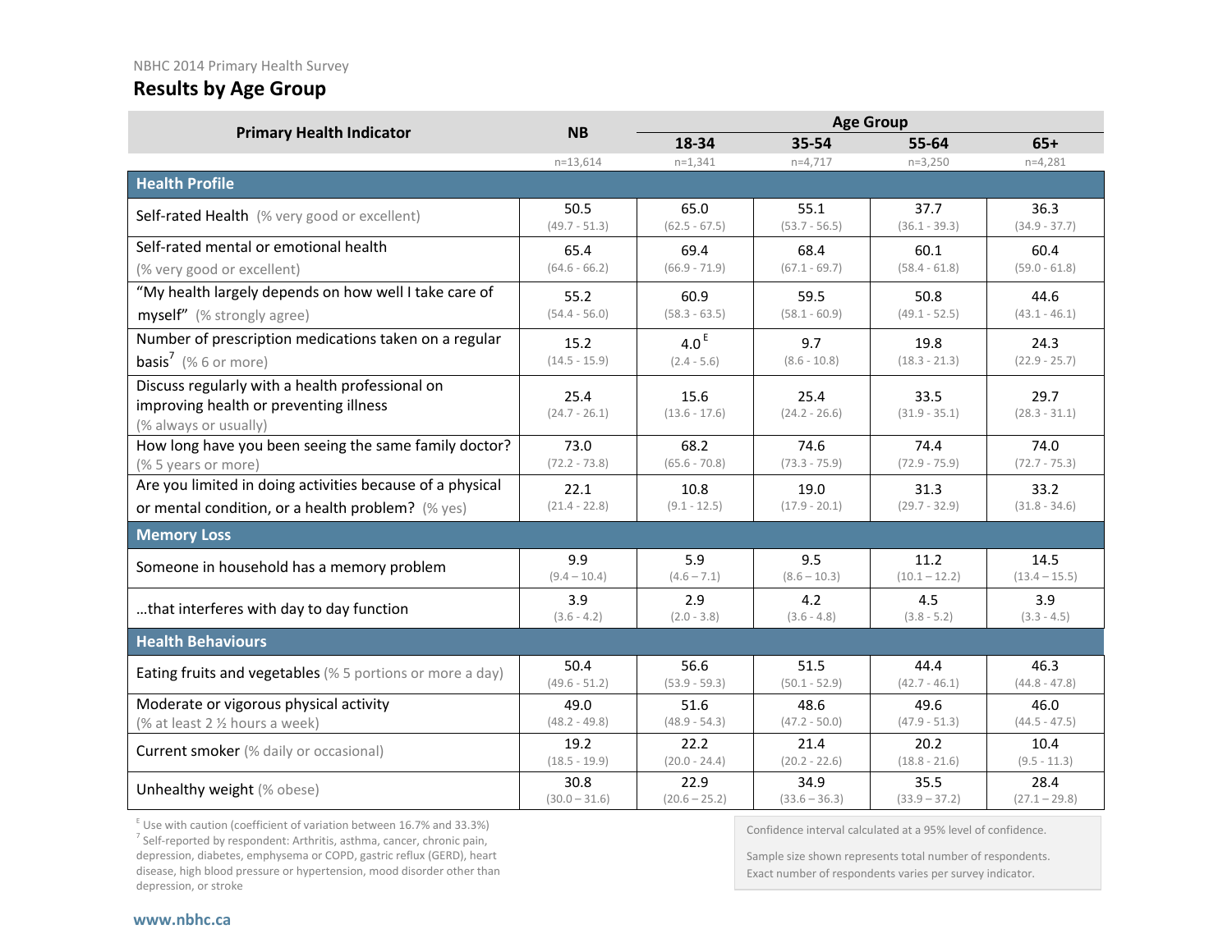NBHC 2014 Primary Health Survey

# Results by Age Group

| Primary Health Indicator | NB | Age Group | | | |
|---|---|---|---|---|---|
| | | 18-34 | 35-54 | 55-64 | 65+ |
| | n=13,614 | n=1,341 | n=4,717 | n=3,250 | n=4,281 |
| **Health Profile** | | | | | |
| Self-rated Health (% very good or excellent) | 50.5 (49.7 - 51.3) | 65.0 (62.5 - 67.5) | 55.1 (53.7 - 56.5) | 37.7 (36.1 - 39.3) | 36.3 (34.9 - 37.7) |
| Self-rated mental or emotional health (% very good or excellent) | 65.4 (64.6 - 66.2) | 69.4 (66.9 - 71.9) | 68.4 (67.1 - 69.7) | 60.1 (58.4 - 61.8) | 60.4 (59.0 - 61.8) |
| "My health largely depends on how well I take care of myself" (% strongly agree) | 55.2 (54.4 - 56.0) | 60.9 (58.3 - 63.5) | 59.5 (58.1 - 60.9) | 50.8 (49.1 - 52.5) | 44.6 (43.1 - 46.1) |
| Number of prescription medications taken on a regular basis[7] (% 6 or more) | 15.2 (14.5 - 15.9) | 4.0 [E] (2.4 - 5.6) | 9.7 (8.6 - 10.8) | 19.8 (18.3 - 21.3) | 24.3 (22.9 - 25.7) |
| Discuss regularly with a health professional on improving health or preventing illness (% always or usually) | 25.4 (24.7 - 26.1) | 15.6 (13.6 - 17.6) | 25.4 (24.2 - 26.6) | 33.5 (31.9 - 35.1) | 29.7 (28.3 - 31.1) |
| How long have you been seeing the same family doctor? (% 5 years or more) | 73.0 (72.2 - 73.8) | 68.2 (65.6 - 70.8) | 74.6 (73.3 - 75.9) | 74.4 (72.9 - 75.9) | 74.0 (72.7 - 75.3) |
| Are you limited in doing activities because of a physical or mental condition, or a health problem? (% yes) | 22.1 (21.4 - 22.8) | 10.8 (9.1 - 12.5) | 19.0 (17.9 - 20.1) | 31.3 (29.7 - 32.9) | 33.2 (31.8 - 34.6) |
| **Memory Loss** | | | | | |
| Someone in household has a memory problem | 9.9 (9.4 – 10.4) | 5.9 (4.6 – 7.1) | 9.5 (8.6 – 10.3) | 11.2 (10.1 – 12.2) | 14.5 (13.4 – 15.5) |
| …that interferes with day to day function | 3.9 (3.6 - 4.2) | 2.9 (2.0 - 3.8) | 4.2 (3.6 - 4.8) | 4.5 (3.8 - 5.2) | 3.9 (3.3 - 4.5) |
| **Health Behaviours** | | | | | |
| Eating fruits and vegetables (% 5 portions or more a day) | 50.4 (49.6 - 51.2) | 56.6 (53.9 - 59.3) | 51.5 (50.1 - 52.9) | 44.4 (42.7 - 46.1) | 46.3 (44.8 - 47.8) |
| Moderate or vigorous physical activity (% at least 2 ½ hours a week) | 49.0 (48.2 - 49.8) | 51.6 (48.9 - 54.3) | 48.6 (47.2 - 50.0) | 49.6 (47.9 - 51.3) | 46.0 (44.5 - 47.5) |
| Current smoker (% daily or occasional) | 19.2 (18.5 - 19.9) | 22.2 (20.0 - 24.4) | 21.4 (20.2 - 22.6) | 20.2 (18.8 - 21.6) | 10.4 (9.5 - 11.3) |
| Unhealthy weight (% obese) | 30.8 (30.0 – 31.6) | 22.9 (20.6 – 25.2) | 34.9 (33.6 – 36.3) | 35.5 (33.9 – 37.2) | 28.4 (27.1 – 29.8) |

[E] Use with caution (coefficient of variation between 16.7% and 33.3%)
[7] Self-reported by respondent: Arthritis, asthma, cancer, chronic pain, depression, diabetes, emphysema or COPD, gastric reflux (GERD), heart disease, high blood pressure or hypertension, mood disorder other than depression, or stroke

Confidence interval calculated at a 95% level of confidence.

Sample size shown represents total number of respondents. Exact number of respondents varies per survey indicator.

www.nbhc.ca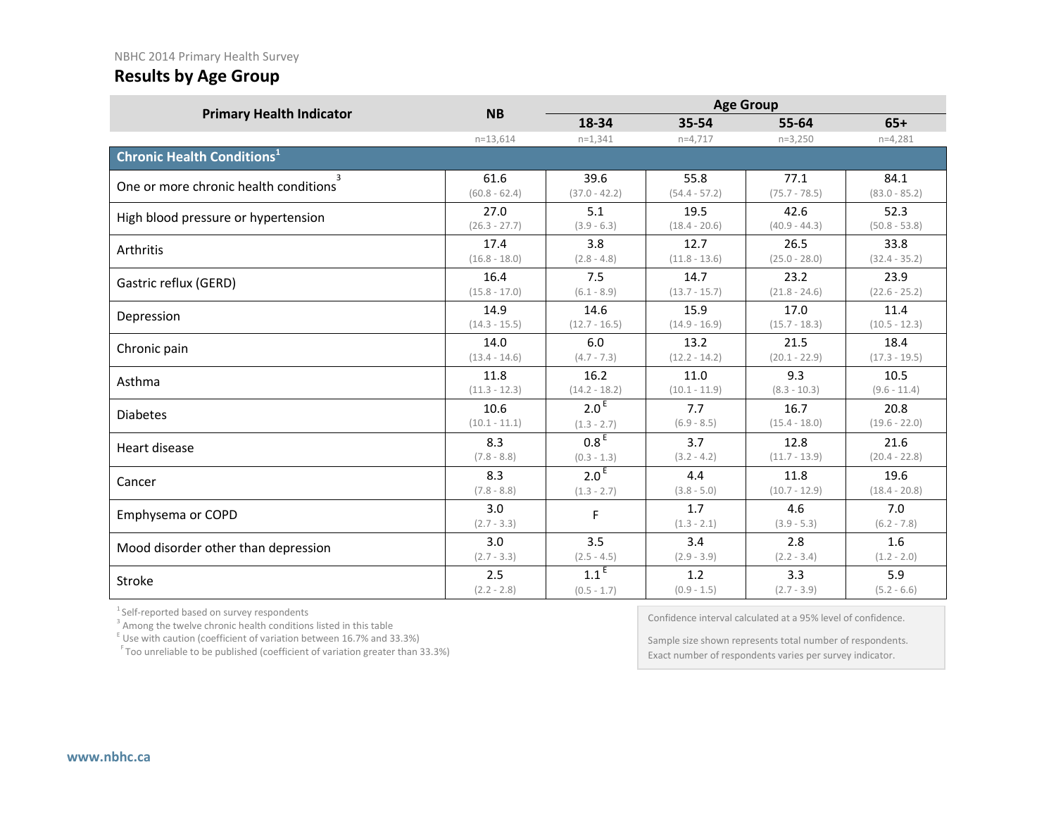NBHC 2014 Primary Health Survey

## Results by Age Group

| Primary Health Indicator | NB | Age Group | | | |
|---|---|---|---|---|---|
| | | 18-34 | 35-54 | 55-64 | 65+ |
| | n=13,614 | n=1,341 | n=4,717 | n=3,250 | n=4,281 |
| **Chronic Health Conditions[1]** | | | | | |
| One or more chronic health conditions[3] | 61.6 (60.8 - 62.4) | 39.6 (37.0 - 42.2) | 55.8 (54.4 - 57.2) | 77.1 (75.7 - 78.5) | 84.1 (83.0 - 85.2) |
| High blood pressure or hypertension | 27.0 (26.3 - 27.7) | 5.1 (3.9 - 6.3) | 19.5 (18.4 - 20.6) | 42.6 (40.9 - 44.3) | 52.3 (50.8 - 53.8) |
| Arthritis | 17.4 (16.8 - 18.0) | 3.8 (2.8 - 4.8) | 12.7 (11.8 - 13.6) | 26.5 (25.0 - 28.0) | 33.8 (32.4 - 35.2) |
| Gastric reflux (GERD) | 16.4 (15.8 - 17.0) | 7.5 (6.1 - 8.9) | 14.7 (13.7 - 15.7) | 23.2 (21.8 - 24.6) | 23.9 (22.6 - 25.2) |
| Depression | 14.9 (14.3 - 15.5) | 14.6 (12.7 - 16.5) | 15.9 (14.9 - 16.9) | 17.0 (15.7 - 18.3) | 11.4 (10.5 - 12.3) |
| Chronic pain | 14.0 (13.4 - 14.6) | 6.0 (4.7 - 7.3) | 13.2 (12.2 - 14.2) | 21.5 (20.1 - 22.9) | 18.4 (17.3 - 19.5) |
| Asthma | 11.8 (11.3 - 12.3) | 16.2 (14.2 - 18.2) | 11.0 (10.1 - 11.9) | 9.3 (8.3 - 10.3) | 10.5 (9.6 - 11.4) |
| Diabetes | 10.6 (10.1 - 11.1) | 2.0 E (1.3 - 2.7) | 7.7 (6.9 - 8.5) | 16.7 (15.4 - 18.0) | 20.8 (19.6 - 22.0) |
| Heart disease | 8.3 (7.8 - 8.8) | 0.8 E (0.3 - 1.3) | 3.7 (3.2 - 4.2) | 12.8 (11.7 - 13.9) | 21.6 (20.4 - 22.8) |
| Cancer | 8.3 (7.8 - 8.8) | 2.0 E (1.3 - 2.7) | 4.4 (3.8 - 5.0) | 11.8 (10.7 - 12.9) | 19.6 (18.4 - 20.8) |
| Emphysema or COPD | 3.0 (2.7 - 3.3) | F | 1.7 (1.3 - 2.1) | 4.6 (3.9 - 5.3) | 7.0 (6.2 - 7.8) |
| Mood disorder other than depression | 3.0 (2.7 - 3.3) | 3.5 (2.5 - 4.5) | 3.4 (2.9 - 3.9) | 2.8 (2.2 - 3.4) | 1.6 (1.2 - 2.0) |
| Stroke | 2.5 (2.2 - 2.8) | 1.1 E (0.5 - 1.7) | 1.2 (0.9 - 1.5) | 3.3 (2.7 - 3.9) | 5.9 (5.2 - 6.6) |

[1] Self-reported based on survey respondents
[3] Among the twelve chronic health conditions listed in this table
[E] Use with caution (coefficient of variation between 16.7% and 33.3%)
[F] Too unreliable to be published (coefficient of variation greater than 33.3%)

Confidence interval calculated at a 95% level of confidence.

Sample size shown represents total number of respondents. Exact number of respondents varies per survey indicator.

www.nbhc.ca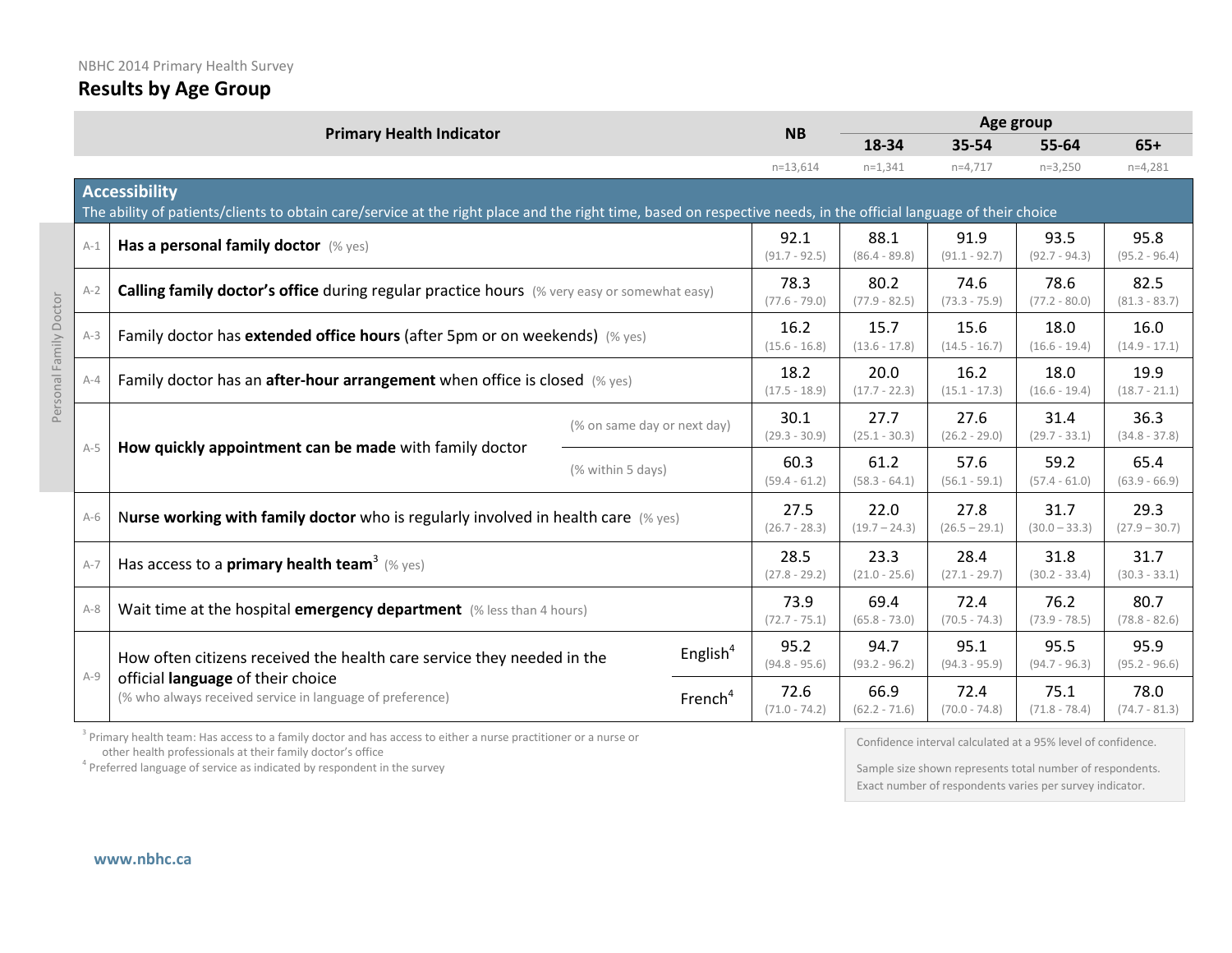NBHC 2014 Primary Health Survey

## Results by Age Group

| | Primary Health Indicator | | NB | Age group | | | |
|---|---|---|---|---|---|---|---|
| | | | | 18-34 | 35-54 | 55-64 | 65+ |
| | | | n=13,614 | n=1,341 | n=4,717 | n=3,250 | n=4,281 |
| **Accessibility** The ability of patients/clients to obtain care/service at the right place and the right time, based on respective needs, in the official language of their choice | | | | | | | |
| A-1 | **Has a personal family doctor** (% yes) | | 92.1 (91.7 - 92.5) | 88.1 (86.4 - 89.8) | 91.9 (91.1 - 92.7) | 93.5 (92.7 - 94.3) | 95.8 (95.2 - 96.4) |
| A-2 | **Calling family doctor's office** during regular practice hours (% very easy or somewhat easy) | | 78.3 (77.6 - 79.0) | 80.2 (77.9 - 82.5) | 74.6 (73.3 - 75.9) | 78.6 (77.2 - 80.0) | 82.5 (81.3 - 83.7) |
| A-3 | Family doctor has **extended office hours** (after 5pm or on weekends) (% yes) | | 16.2 (15.6 - 16.8) | 15.7 (13.6 - 17.8) | 15.6 (14.5 - 16.7) | 18.0 (16.6 - 19.4) | 16.0 (14.9 - 17.1) |
| A-4 | Family doctor has an **after-hour arrangement** when office is closed (% yes) | | 18.2 (17.5 - 18.9) | 20.0 (17.7 - 22.3) | 16.2 (15.1 - 17.3) | 18.0 (16.6 - 19.4) | 19.9 (18.7 - 21.1) |
| A-5 | **How quickly appointment can be made** with family doctor | (% on same day or next day) | 30.1 (29.3 - 30.9) | 27.7 (25.1 - 30.3) | 27.6 (26.2 - 29.0) | 31.4 (29.7 - 33.1) | 36.3 (34.8 - 37.8) |
| | | (% within 5 days) | 60.3 (59.4 - 61.2) | 61.2 (58.3 - 64.1) | 57.6 (56.1 - 59.1) | 59.2 (57.4 - 61.0) | 65.4 (63.9 - 66.9) |
| A-6 | N**urse working with family doctor** who is regularly involved in health care (% yes) | | 27.5 (26.7 - 28.3) | 22.0 (19.7 – 24.3) | 27.8 (26.5 – 29.1) | 31.7 (30.0 – 33.3) | 29.3 (27.9 – 30.7) |
| A-7 | Has access to a **primary health team**[3] (% yes) | | 28.5 (27.8 - 29.2) | 23.3 (21.0 - 25.6) | 28.4 (27.1 - 29.7) | 31.8 (30.2 - 33.4) | 31.7 (30.3 - 33.1) |
| A-8 | Wait time at the hospital **emergency department** (% less than 4 hours) | | 73.9 (72.7 - 75.1) | 69.4 (65.8 - 73.0) | 72.4 (70.5 - 74.3) | 76.2 (73.9 - 78.5) | 80.7 (78.8 - 82.6) |
| A-9 | How often citizens received the health care service they needed in the official **language** of their choice (% who always received service in language of preference) | English[4] | 95.2 (94.8 - 95.6) | 94.7 (93.2 - 96.2) | 95.1 (94.3 - 95.9) | 95.5 (94.7 - 96.3) | 95.9 (95.2 - 96.6) |
| | | French[4] | 72.6 (71.0 - 74.2) | 66.9 (62.2 - 71.6) | 72.4 (70.0 - 74.8) | 75.1 (71.8 - 78.4) | 78.0 (74.7 - 81.3) |

Rows A-1 to A-5: Personal Family Doctor

[3] Primary health team: Has access to a family doctor and has access to either a nurse practitioner or a nurse or other health professionals at their family doctor's office

[4] Preferred language of service as indicated by respondent in the survey

Confidence interval calculated at a 95% level of confidence.

Sample size shown represents total number of respondents. Exact number of respondents varies per survey indicator.

www.nbhc.ca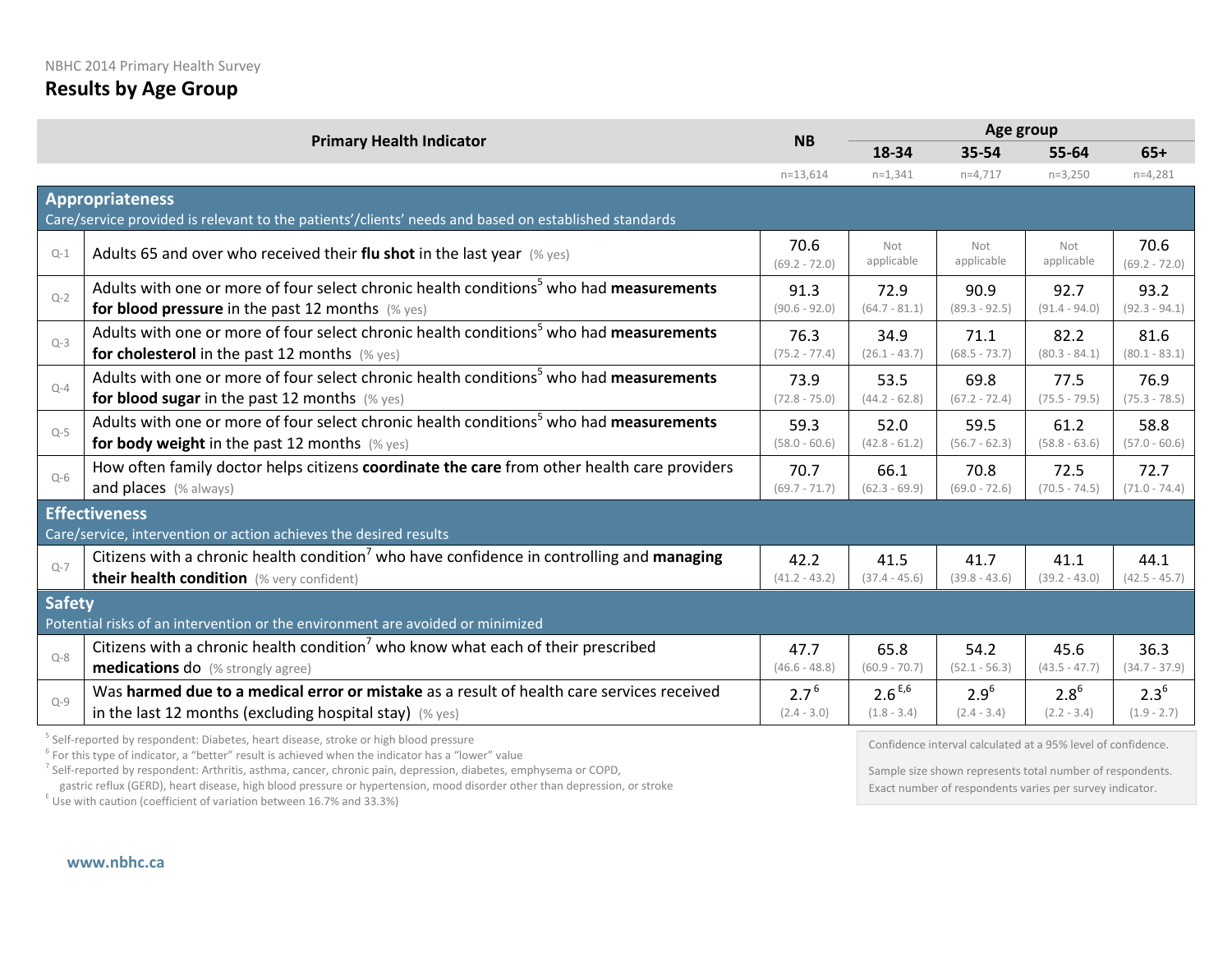NBHC 2014 Primary Health Survey

## Results by Age Group

| | Primary Health Indicator | NB | Age group | | | |
|---|---|---|---|---|---|---|
| | | | 18-34 | 35-54 | 55-64 | 65+ |
| | | n=13,614 | n=1,341 | n=4,717 | n=3,250 | n=4,281 |
| **Appropriateness** Care/service provided is relevant to the patients'/clients' needs and based on established standards | | | | | | |
| Q-1 | Adults 65 and over who received their **flu shot** in the last year (% yes) | 70.6 (69.2 - 72.0) | Not applicable | Not applicable | Not applicable | 70.6 (69.2 - 72.0) |
| Q-2 | Adults with one or more of four select chronic health conditions[5] who had **measurements for blood pressure** in the past 12 months (% yes) | 91.3 (90.6 - 92.0) | 72.9 (64.7 - 81.1) | 90.9 (89.3 - 92.5) | 92.7 (91.4 - 94.0) | 93.2 (92.3 - 94.1) |
| Q-3 | Adults with one or more of four select chronic health conditions[5] who had **measurements for cholesterol** in the past 12 months (% yes) | 76.3 (75.2 - 77.4) | 34.9 (26.1 - 43.7) | 71.1 (68.5 - 73.7) | 82.2 (80.3 - 84.1) | 81.6 (80.1 - 83.1) |
| Q-4 | Adults with one or more of four select chronic health conditions[5] who had **measurements for blood sugar** in the past 12 months (% yes) | 73.9 (72.8 - 75.0) | 53.5 (44.2 - 62.8) | 69.8 (67.2 - 72.4) | 77.5 (75.5 - 79.5) | 76.9 (75.3 - 78.5) |
| Q-5 | Adults with one or more of four select chronic health conditions[5] who had **measurements for body weight** in the past 12 months (% yes) | 59.3 (58.0 - 60.6) | 52.0 (42.8 - 61.2) | 59.5 (56.7 - 62.3) | 61.2 (58.8 - 63.6) | 58.8 (57.0 - 60.6) |
| Q-6 | How often family doctor helps citizens **coordinate the care** from other health care providers and places (% always) | 70.7 (69.7 - 71.7) | 66.1 (62.3 - 69.9) | 70.8 (69.0 - 72.6) | 72.5 (70.5 - 74.5) | 72.7 (71.0 - 74.4) |
| **Effectiveness** Care/service, intervention or action achieves the desired results | | | | | | |
| Q-7 | Citizens with a chronic health condition[7] who have confidence in controlling and **managing their health condition** (% very confident) | 42.2 (41.2 - 43.2) | 41.5 (37.4 - 45.6) | 41.7 (39.8 - 43.6) | 41.1 (39.2 - 43.0) | 44.1 (42.5 - 45.7) |
| **Safety** Potential risks of an intervention or the environment are avoided or minimized | | | | | | |
| Q-8 | Citizens with a chronic health condition[7] who know what each of their prescribed **medications** do (% strongly agree) | 47.7 (46.6 - 48.8) | 65.8 (60.9 - 70.7) | 54.2 (52.1 - 56.3) | 45.6 (43.5 - 47.7) | 36.3 (34.7 - 37.9) |
| Q-9 | Was **harmed due to a medical error or mistake** as a result of health care services received in the last 12 months (excluding hospital stay) (% yes) | 2.7[6] (2.4 - 3.0) | 2.6[E,6] (1.8 - 3.4) | 2.9[6] (2.4 - 3.4) | 2.8[6] (2.2 - 3.4) | 2.3[6] (1.9 - 2.7) |

[5] Self-reported by respondent: Diabetes, heart disease, stroke or high blood pressure
[6] For this type of indicator, a "better" result is achieved when the indicator has a "lower" value
[7] Self-reported by respondent: Arthritis, asthma, cancer, chronic pain, depression, diabetes, emphysema or COPD, gastric reflux (GERD), heart disease, high blood pressure or hypertension, mood disorder other than depression, or stroke
[E] Use with caution (coefficient of variation between 16.7% and 33.3%)

Confidence interval calculated at a 95% level of confidence.

Sample size shown represents total number of respondents. Exact number of respondents varies per survey indicator.

www.nbhc.ca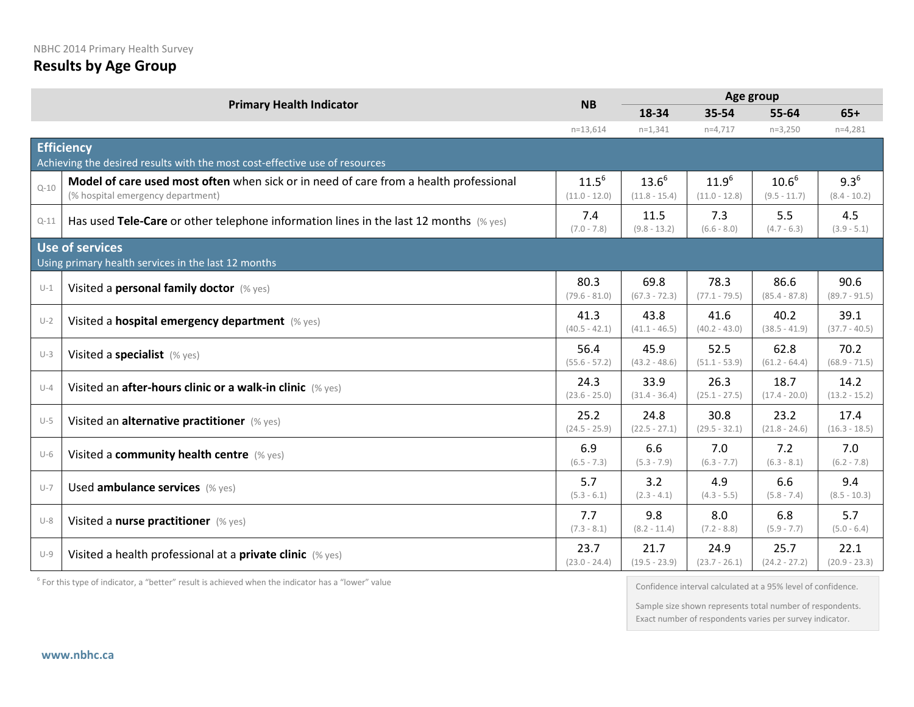NBHC 2014 Primary Health Survey

# Results by Age Group

| | Primary Health Indicator | NB | Age group | | | |
|---|---|---|---|---|---|---|
| | | | 18-34 | 35-54 | 55-64 | 65+ |
| | | n=13,614 | n=1,341 | n=4,717 | n=3,250 | n=4,281 |
| **Efficiency** Achieving the desired results with the most cost-effective use of resources | | | | | | |
| Q-10 | **Model of care used most often** when sick or in need of care from a health professional (% hospital emergency department) | 11.5[6] (11.0 - 12.0) | 13.6[6] (11.8 - 15.4) | 11.9[6] (11.0 - 12.8) | 10.6[6] (9.5 - 11.7) | 9.3[6] (8.4 - 10.2) |
| Q-11 | Has used **Tele-Care** or other telephone information lines in the last 12 months (% yes) | 7.4 (7.0 - 7.8) | 11.5 (9.8 - 13.2) | 7.3 (6.6 - 8.0) | 5.5 (4.7 - 6.3) | 4.5 (3.9 - 5.1) |
| **Use of services** Using primary health services in the last 12 months | | | | | | |
| U-1 | Visited a **personal family doctor** (% yes) | 80.3 (79.6 - 81.0) | 69.8 (67.3 - 72.3) | 78.3 (77.1 - 79.5) | 86.6 (85.4 - 87.8) | 90.6 (89.7 - 91.5) |
| U-2 | Visited a **hospital emergency department** (% yes) | 41.3 (40.5 - 42.1) | 43.8 (41.1 - 46.5) | 41.6 (40.2 - 43.0) | 40.2 (38.5 - 41.9) | 39.1 (37.7 - 40.5) |
| U-3 | Visited a **specialist** (% yes) | 56.4 (55.6 - 57.2) | 45.9 (43.2 - 48.6) | 52.5 (51.1 - 53.9) | 62.8 (61.2 - 64.4) | 70.2 (68.9 - 71.5) |
| U-4 | Visited an **after-hours clinic or a walk-in clinic** (% yes) | 24.3 (23.6 - 25.0) | 33.9 (31.4 - 36.4) | 26.3 (25.1 - 27.5) | 18.7 (17.4 - 20.0) | 14.2 (13.2 - 15.2) |
| U-5 | Visited an **alternative practitioner** (% yes) | 25.2 (24.5 - 25.9) | 24.8 (22.5 - 27.1) | 30.8 (29.5 - 32.1) | 23.2 (21.8 - 24.6) | 17.4 (16.3 - 18.5) |
| U-6 | Visited a **community health centre** (% yes) | 6.9 (6.5 - 7.3) | 6.6 (5.3 - 7.9) | 7.0 (6.3 - 7.7) | 7.2 (6.3 - 8.1) | 7.0 (6.2 - 7.8) |
| U-7 | Used **ambulance services** (% yes) | 5.7 (5.3 - 6.1) | 3.2 (2.3 - 4.1) | 4.9 (4.3 - 5.5) | 6.6 (5.8 - 7.4) | 9.4 (8.5 - 10.3) |
| U-8 | Visited a **nurse practitioner** (% yes) | 7.7 (7.3 - 8.1) | 9.8 (8.2 - 11.4) | 8.0 (7.2 - 8.8) | 6.8 (5.9 - 7.7) | 5.7 (5.0 - 6.4) |
| U-9 | Visited a health professional at a **private clinic** (% yes) | 23.7 (23.0 - 24.4) | 21.7 (19.5 - 23.9) | 24.9 (23.7 - 26.1) | 25.7 (24.2 - 27.2) | 22.1 (20.9 - 23.3) |

[6] For this type of indicator, a "better" result is achieved when the indicator has a "lower" value

Confidence interval calculated at a 95% level of confidence.

Sample size shown represents total number of respondents. Exact number of respondents varies per survey indicator.

www.nbhc.ca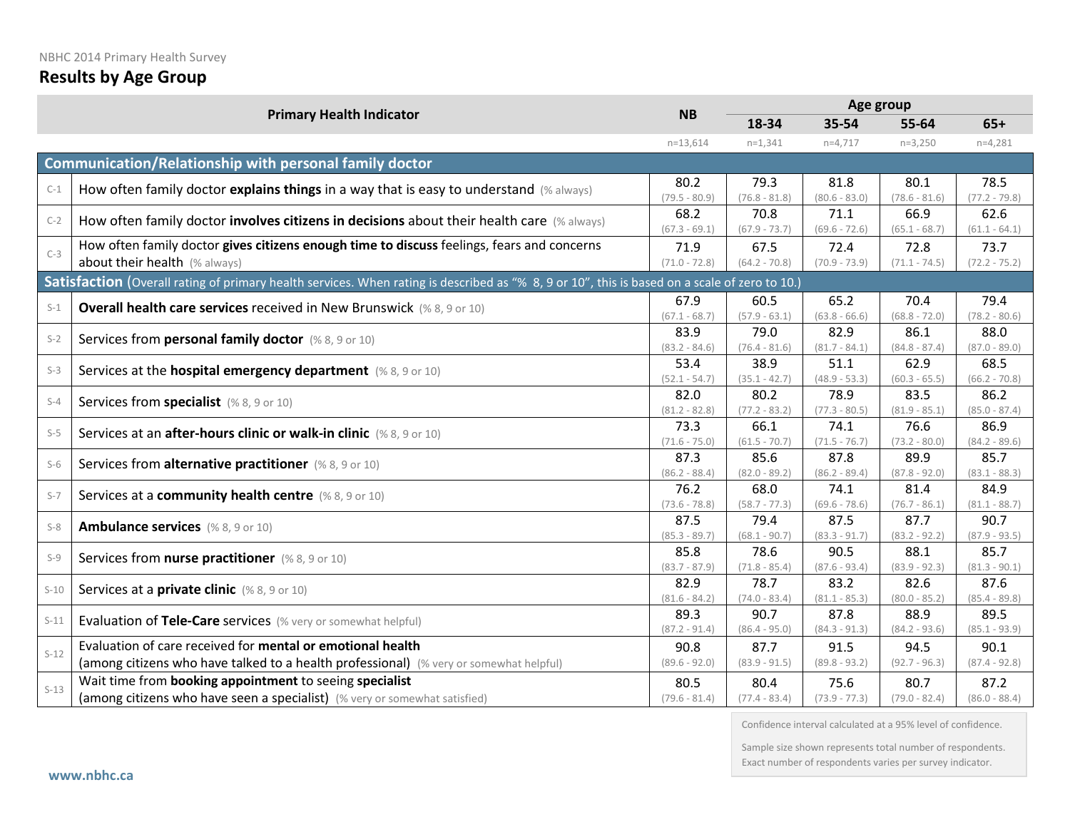NBHC 2014 Primary Health Survey

## Results by Age Group

| | Primary Health Indicator | NB | Age group | | | |
|---|---|---|---|---|---|---|
| | | | 18-34 | 35-54 | 55-64 | 65+ |
| | | n=13,614 | n=1,341 | n=4,717 | n=3,250 | n=4,281 |
| | **Communication/Relationship with personal family doctor** | | | | | |
| C-1 | How often family doctor **explains things** in a way that is easy to understand (% always) | 80.2 (79.5 - 80.9) | 79.3 (76.8 - 81.8) | 81.8 (80.6 - 83.0) | 80.1 (78.6 - 81.6) | 78.5 (77.2 - 79.8) |
| C-2 | How often family doctor **involves citizens in decisions** about their health care (% always) | 68.2 (67.3 - 69.1) | 70.8 (67.9 - 73.7) | 71.1 (69.6 - 72.6) | 66.9 (65.1 - 68.7) | 62.6 (61.1 - 64.1) |
| C-3 | How often family doctor **gives citizens enough time to discuss** feelings, fears and concerns about their health (% always) | 71.9 (71.0 - 72.8) | 67.5 (64.2 - 70.8) | 72.4 (70.9 - 73.9) | 72.8 (71.1 - 74.5) | 73.7 (72.2 - 75.2) |
| | **Satisfaction** (Overall rating of primary health services. When rating is described as "% 8, 9 or 10", this is based on a scale of zero to 10.) | | | | | |
| S-1 | **Overall health care services** received in New Brunswick (% 8, 9 or 10) | 67.9 (67.1 - 68.7) | 60.5 (57.9 - 63.1) | 65.2 (63.8 - 66.6) | 70.4 (68.8 - 72.0) | 79.4 (78.2 - 80.6) |
| S-2 | Services from **personal family doctor** (% 8, 9 or 10) | 83.9 (83.2 - 84.6) | 79.0 (76.4 - 81.6) | 82.9 (81.7 - 84.1) | 86.1 (84.8 - 87.4) | 88.0 (87.0 - 89.0) |
| S-3 | Services at the **hospital emergency department** (% 8, 9 or 10) | 53.4 (52.1 - 54.7) | 38.9 (35.1 - 42.7) | 51.1 (48.9 - 53.3) | 62.9 (60.3 - 65.5) | 68.5 (66.2 - 70.8) |
| S-4 | Services from **specialist** (% 8, 9 or 10) | 82.0 (81.2 - 82.8) | 80.2 (77.2 - 83.2) | 78.9 (77.3 - 80.5) | 83.5 (81.9 - 85.1) | 86.2 (85.0 - 87.4) |
| S-5 | Services at an **after-hours clinic or walk-in clinic** (% 8, 9 or 10) | 73.3 (71.6 - 75.0) | 66.1 (61.5 - 70.7) | 74.1 (71.5 - 76.7) | 76.6 (73.2 - 80.0) | 86.9 (84.2 - 89.6) |
| S-6 | Services from **alternative practitioner** (% 8, 9 or 10) | 87.3 (86.2 - 88.4) | 85.6 (82.0 - 89.2) | 87.8 (86.2 - 89.4) | 89.9 (87.8 - 92.0) | 85.7 (83.1 - 88.3) |
| S-7 | Services at a **community health centre** (% 8, 9 or 10) | 76.2 (73.6 - 78.8) | 68.0 (58.7 - 77.3) | 74.1 (69.6 - 78.6) | 81.4 (76.7 - 86.1) | 84.9 (81.1 - 88.7) |
| S-8 | **Ambulance services** (% 8, 9 or 10) | 87.5 (85.3 - 89.7) | 79.4 (68.1 - 90.7) | 87.5 (83.3 - 91.7) | 87.7 (83.2 - 92.2) | 90.7 (87.9 - 93.5) |
| S-9 | Services from **nurse practitioner** (% 8, 9 or 10) | 85.8 (83.7 - 87.9) | 78.6 (71.8 - 85.4) | 90.5 (87.6 - 93.4) | 88.1 (83.9 - 92.3) | 85.7 (81.3 - 90.1) |
| S-10 | Services at a **private clinic** (% 8, 9 or 10) | 82.9 (81.6 - 84.2) | 78.7 (74.0 - 83.4) | 83.2 (81.1 - 85.3) | 82.6 (80.0 - 85.2) | 87.6 (85.4 - 89.8) |
| S-11 | Evaluation of **Tele-Care** services (% very or somewhat helpful) | 89.3 (87.2 - 91.4) | 90.7 (86.4 - 95.0) | 87.8 (84.3 - 91.3) | 88.9 (84.2 - 93.6) | 89.5 (85.1 - 93.9) |
| S-12 | Evaluation of care received for **mental or emotional health** (among citizens who have talked to a health professional) (% very or somewhat helpful) | 90.8 (89.6 - 92.0) | 87.7 (83.9 - 91.5) | 91.5 (89.8 - 93.2) | 94.5 (92.7 - 96.3) | 90.1 (87.4 - 92.8) |
| S-13 | Wait time from **booking appointment** to seeing **specialist** (among citizens who have seen a specialist) (% very or somewhat satisfied) | 80.5 (79.6 - 81.4) | 80.4 (77.4 - 83.4) | 75.6 (73.9 - 77.3) | 80.7 (79.0 - 82.4) | 87.2 (86.0 - 88.4) |

Confidence interval calculated at a 95% level of confidence.

Sample size shown represents total number of respondents. Exact number of respondents varies per survey indicator.

www.nbhc.ca